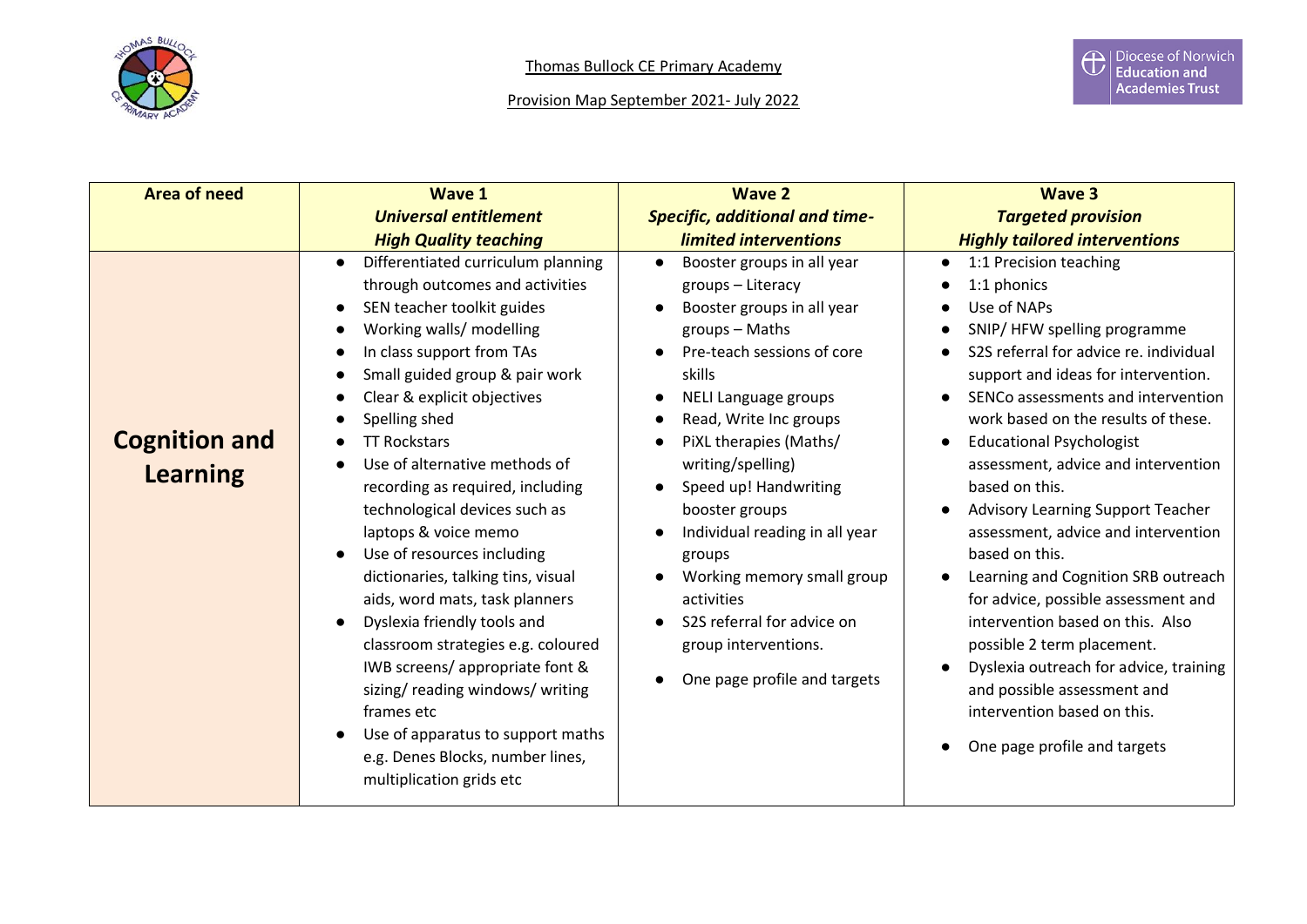Thomas Bullock CE Primary Academy

Provision Map September 2021- July 2022

| Area of need | Wave 1<br>*Universal entitlement*<br>*High Quality teaching* | Wave 2<br>*Specific, additional and time-limited interventions* | Wave 3<br>*Targeted provision*<br>*Highly tailored interventions* |
|---|---|---|---|
| **Cognition and Learning** | • Differentiated curriculum planning through outcomes and activities<br>• SEN teacher toolkit guides<br>• Working walls/ modelling<br>• In class support from TAs<br>• Small guided group & pair work<br>• Clear & explicit objectives<br>• Spelling shed<br>• TT Rockstars<br>• Use of alternative methods of recording as required, including technological devices such as laptops & voice memo<br>• Use of resources including dictionaries, talking tins, visual aids, word mats, task planners<br>• Dyslexia friendly tools and classroom strategies e.g. coloured IWB screens/ appropriate font & sizing/ reading windows/ writing frames etc<br>• Use of apparatus to support maths e.g. Denes Blocks, number lines, multiplication grids etc | • Booster groups in all year groups – Literacy<br>• Booster groups in all year groups – Maths<br>• Pre-teach sessions of core skills<br>• NELI Language groups<br>• Read, Write Inc groups<br>• PiXL therapies (Maths/ writing/spelling)<br>• Speed up! Handwriting booster groups<br>• Individual reading in all year groups<br>• Working memory small group activities<br>• S2S referral for advice on group interventions.<br>• One page profile and targets | • 1:1 Precision teaching<br>• 1:1 phonics<br>• Use of NAPs<br>• SNIP/ HFW spelling programme<br>• S2S referral for advice re. individual support and ideas for intervention.<br>• SENCo assessments and intervention work based on the results of these.<br>• Educational Psychologist assessment, advice and intervention based on this.<br>• Advisory Learning Support Teacher assessment, advice and intervention based on this.<br>• Learning and Cognition SRB outreach for advice, possible assessment and intervention based on this. Also possible 2 term placement.<br>• Dyslexia outreach for advice, training and possible assessment and intervention based on this.<br>• One page profile and targets |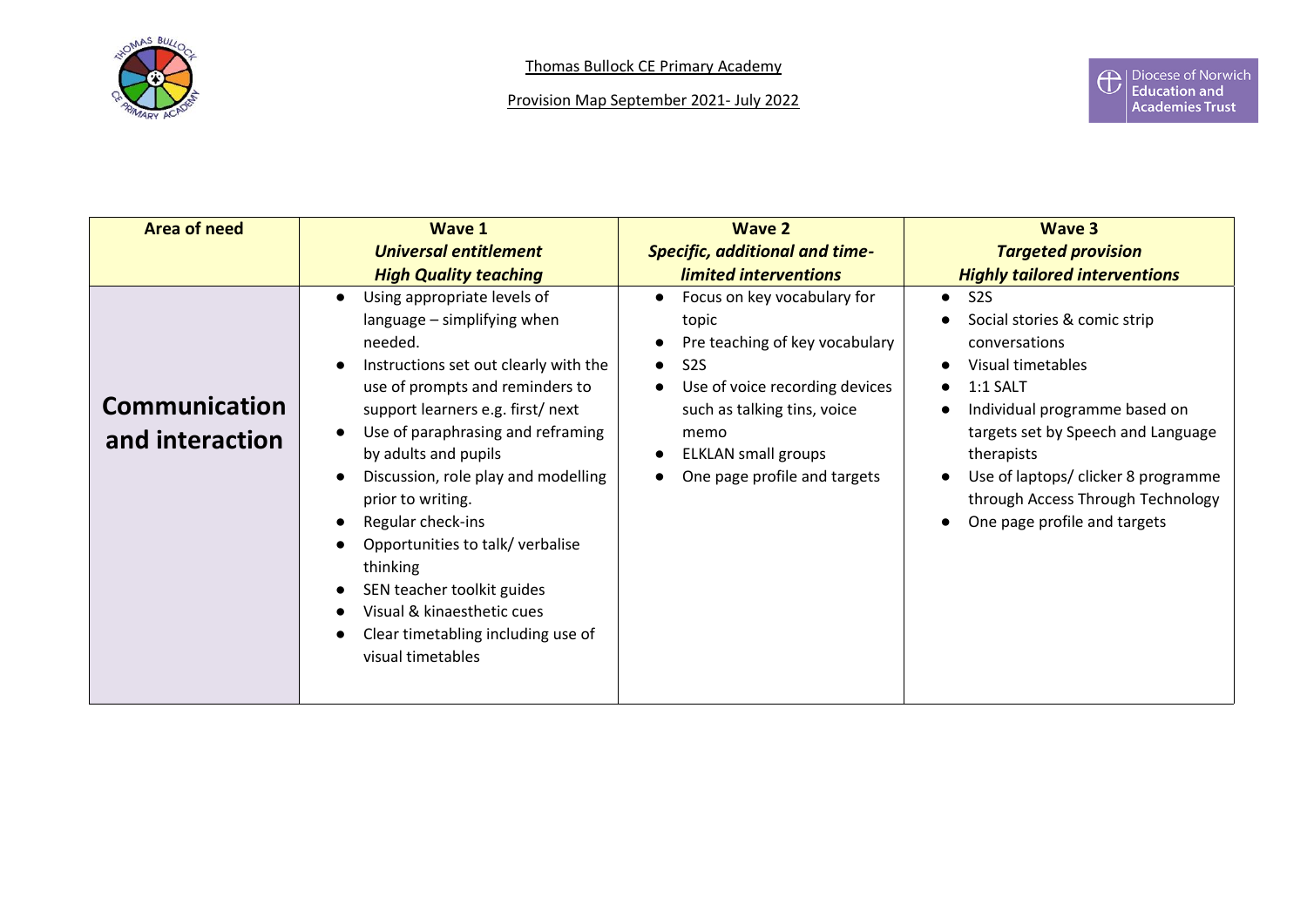Thomas Bullock CE Primary Academy

Provision Map September 2021- July 2022

| Area of need | Wave 1<br>*Universal entitlement*<br>*High Quality teaching* | Wave 2<br>*Specific, additional and time-limited interventions* | Wave 3<br>*Targeted provision*<br>*Highly tailored interventions* |
|---|---|---|---|
| **Communication and interaction** | • Using appropriate levels of language – simplifying when needed.<br>• Instructions set out clearly with the use of prompts and reminders to support learners e.g. first/ next<br>• Use of paraphrasing and reframing by adults and pupils<br>• Discussion, role play and modelling prior to writing.<br>• Regular check-ins<br>• Opportunities to talk/ verbalise thinking<br>• SEN teacher toolkit guides<br>• Visual & kinaesthetic cues<br>• Clear timetabling including use of visual timetables | • Focus on key vocabulary for topic<br>• Pre teaching of key vocabulary<br>• S2S<br>• Use of voice recording devices such as talking tins, voice memo<br>• ELKLAN small groups<br>• One page profile and targets | • S2S<br>• Social stories & comic strip conversations<br>• Visual timetables<br>• 1:1 SALT<br>• Individual programme based on targets set by Speech and Language therapists<br>• Use of laptops/ clicker 8 programme through Access Through Technology<br>• One page profile and targets |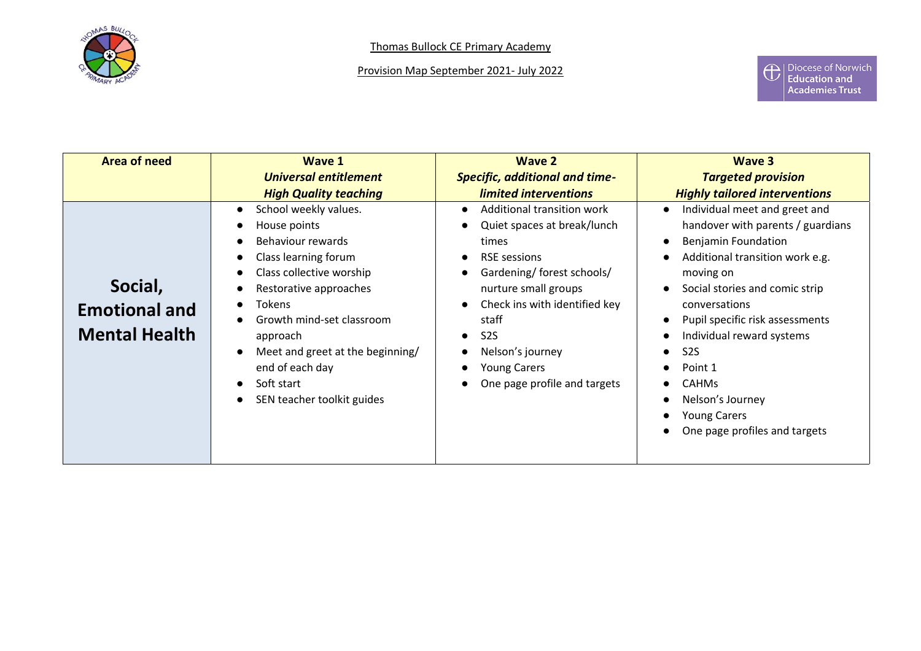Thomas Bullock CE Primary Academy

Provision Map September 2021- July 2022

| Area of need | Wave 1<br>*Universal entitlement*<br>*High Quality teaching* | Wave 2<br>*Specific, additional and time-limited interventions* | Wave 3<br>*Targeted provision*<br>*Highly tailored interventions* |
|---|---|---|---|
| **Social, Emotional and Mental Health** | • School weekly values.<br>• House points<br>• Behaviour rewards<br>• Class learning forum<br>• Class collective worship<br>• Restorative approaches<br>• Tokens<br>• Growth mind-set classroom approach<br>• Meet and greet at the beginning/ end of each day<br>• Soft start<br>• SEN teacher toolkit guides | • Additional transition work<br>• Quiet spaces at break/lunch times<br>• RSE sessions<br>• Gardening/ forest schools/ nurture small groups<br>• Check ins with identified key staff<br>• S2S<br>• Nelson's journey<br>• Young Carers<br>• One page profile and targets | • Individual meet and greet and handover with parents / guardians<br>• Benjamin Foundation<br>• Additional transition work e.g. moving on<br>• Social stories and comic strip conversations<br>• Pupil specific risk assessments<br>• Individual reward systems<br>• S2S<br>• Point 1<br>• CAHMs<br>• Nelson's Journey<br>• Young Carers<br>• One page profiles and targets |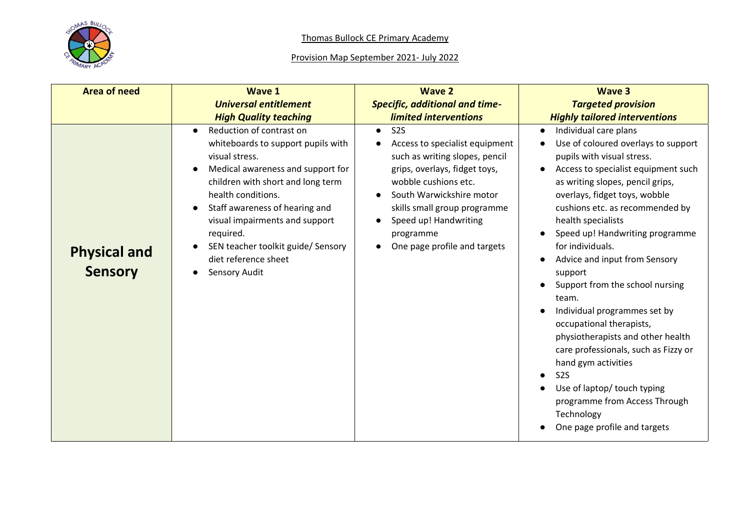Thomas Bullock CE Primary Academy

Provision Map September 2021- July 2022

| Area of need | Wave 1 *Universal entitlement* *High Quality teaching* | Wave 2 *Specific, additional and time-limited interventions* | Wave 3 *Targeted provision* *Highly tailored interventions* |
|---|---|---|---|
| **Physical and Sensory** | • Reduction of contrast on whiteboards to support pupils with visual stress.<br>• Medical awareness and support for children with short and long term health conditions.<br>• Staff awareness of hearing and visual impairments and support required.<br>• SEN teacher toolkit guide/ Sensory diet reference sheet<br>• Sensory Audit | • S2S<br>• Access to specialist equipment such as writing slopes, pencil grips, overlays, fidget toys, wobble cushions etc.<br>• South Warwickshire motor skills small group programme<br>• Speed up! Handwriting programme<br>• One page profile and targets | • Individual care plans<br>• Use of coloured overlays to support pupils with visual stress.<br>• Access to specialist equipment such as writing slopes, pencil grips, overlays, fidget toys, wobble cushions etc. as recommended by health specialists<br>• Speed up! Handwriting programme for individuals.<br>• Advice and input from Sensory support<br>• Support from the school nursing team.<br>• Individual programmes set by occupational therapists, physiotherapists and other health care professionals, such as Fizzy or hand gym activities<br>• S2S<br>• Use of laptop/ touch typing programme from Access Through Technology<br>• One page profile and targets |